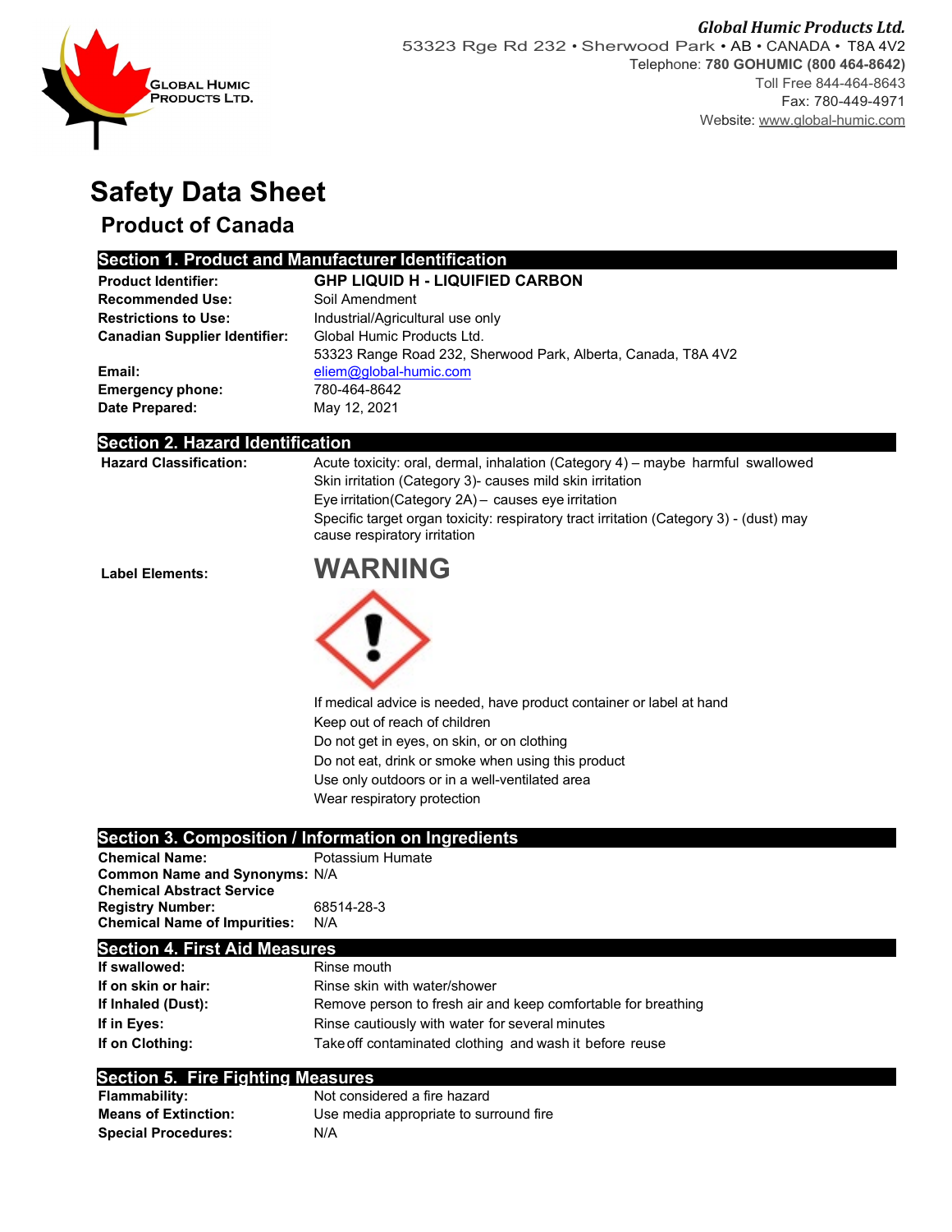**Global Humic Products Ltd.**
53323 Rge Rd 232 • Sherwood Park • AB • CANADA • T8A 4V2
Telephone: **780 GOHUMIC (800 464-8642)**
Toll Free 844-464-8643
Fax: 780-449-4971
Website: www.global-humic.com

# Safety Data Sheet

## Product of Canada

### Section 1. Product and Manufacturer Identification

| | |
|---|---|
| **Product Identifier:** | **GHP LIQUID H - LIQUIFIED CARBON** |
| **Recommended Use:** | Soil Amendment |
| **Restrictions to Use:** | Industrial/Agricultural use only |
| **Canadian Supplier Identifier:** | Global Humic Products Ltd.<br>53323 Range Road 232, Sherwood Park, Alberta, Canada, T8A 4V2 |
| **Email:** | eliem@global-humic.com |
| **Emergency phone:** | 780-464-8642 |
| **Date Prepared:** | May 12, 2021 |

### Section 2. Hazard Identification

**Hazard Classification:**

Acute toxicity: oral, dermal, inhalation (Category 4) – maybe harmful swallowed
Skin irritation (Category 3)- causes mild skin irritation
Eye irritation(Category 2A) – causes eye irritation
Specific target organ toxicity: respiratory tract irritation (Category 3) - (dust) may cause respiratory irritation

**Label Elements:**

**WARNING**

If medical advice is needed, have product container or label at hand
Keep out of reach of children
Do not get in eyes, on skin, or on clothing
Do not eat, drink or smoke when using this product
Use only outdoors or in a well-ventilated area
Wear respiratory protection

### Section 3. Composition / Information on Ingredients

| | |
|---|---|
| **Chemical Name:** | Potassium Humate |
| **Common Name and Synonyms:** | N/A |
| **Chemical Abstract Service Registry Number:** | 68514-28-3 |
| **Chemical Name of Impurities:** | N/A |

### Section 4. First Aid Measures

| | |
|---|---|
| **If swallowed:** | Rinse mouth |
| **If on skin or hair:** | Rinse skin with water/shower |
| **If Inhaled (Dust):** | Remove person to fresh air and keep comfortable for breathing |
| **If in Eyes:** | Rinse cautiously with water for several minutes |
| **If on Clothing:** | Take off contaminated clothing and wash it before reuse |

### Section 5. Fire Fighting Measures

| | |
|---|---|
| **Flammability:** | Not considered a fire hazard |
| **Means of Extinction:** | Use media appropriate to surround fire |
| **Special Procedures:** | N/A |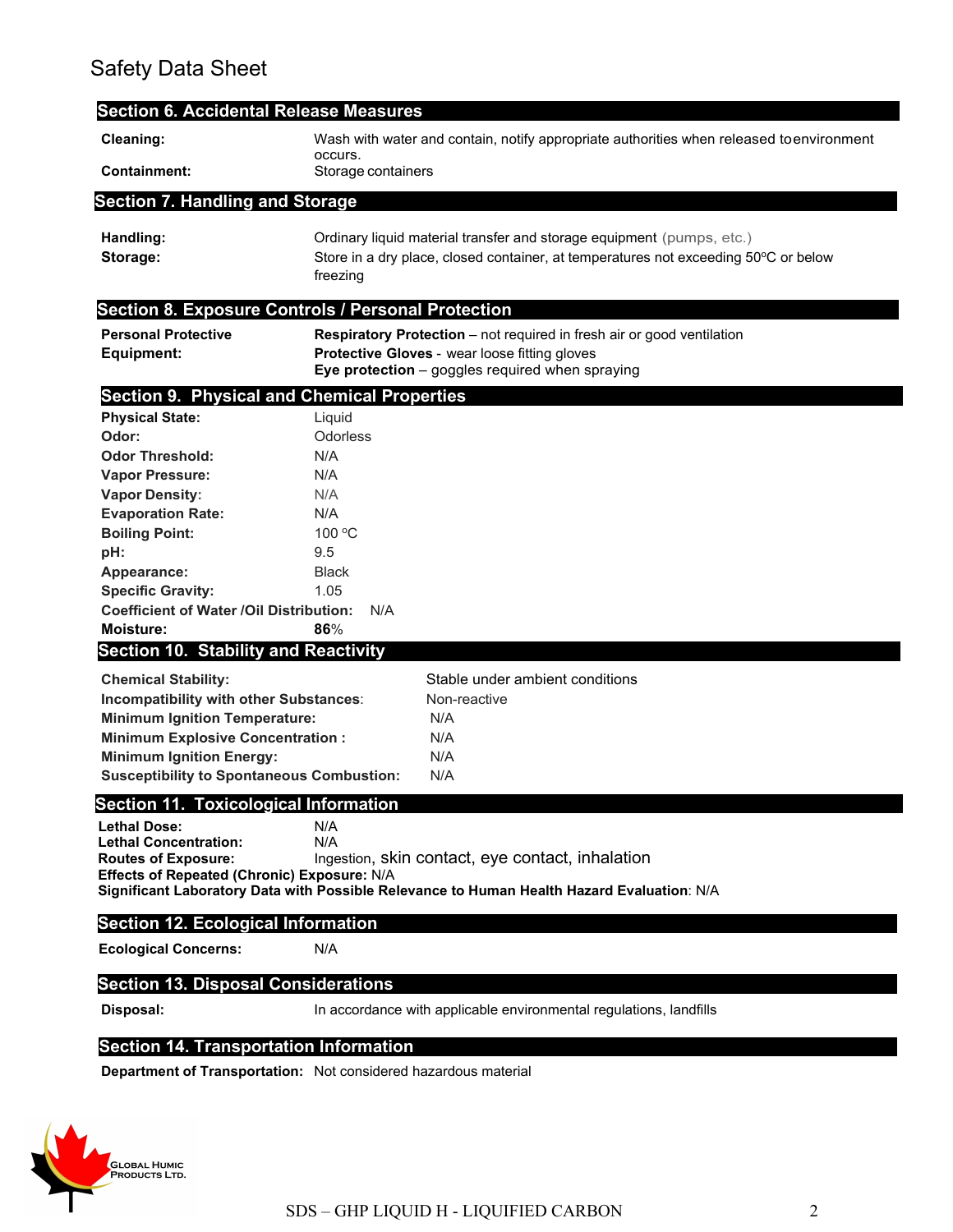# Safety Data Sheet

## Section 6. Accidental Release Measures

**Cleaning:** Wash with water and contain, notify appropriate authorities when released toenvironment occurs.

**Containment:** Storage containers

## Section 7. Handling and Storage

**Handling:** Ordinary liquid material transfer and storage equipment (pumps, etc.)

**Storage:** Store in a dry place, closed container, at temperatures not exceeding 50ºC or below freezing

## Section 8. Exposure Controls / Personal Protection

**Personal Protective Equipment:**

**Respiratory Protection** – not required in fresh air or good ventilation
**Protective Gloves** - wear loose fitting gloves
**Eye protection** – goggles required when spraying

## Section 9. Physical and Chemical Properties

| | |
|---|---|
| **Physical State:** | Liquid |
| **Odor:** | Odorless |
| **Odor Threshold:** | N/A |
| **Vapor Pressure:** | N/A |
| **Vapor Density:** | N/A |
| **Evaporation Rate:** | N/A |
| **Boiling Point:** | 100 ºC |
| **pH:** | 9.5 |
| **Appearance:** | Black |
| **Specific Gravity:** | 1.05 |
| **Coefficient of Water /Oil Distribution:** | N/A |
| **Moisture:** | **86**% |

## Section 10. Stability and Reactivity

| | |
|---|---|
| **Chemical Stability:** | Stable under ambient conditions |
| **Incompatibility with other Substances:** | Non-reactive |
| **Minimum Ignition Temperature:** | N/A |
| **Minimum Explosive Concentration :** | N/A |
| **Minimum Ignition Energy:** | N/A |
| **Susceptibility to Spontaneous Combustion:** | N/A |

## Section 11. Toxicological Information

**Lethal Dose:** N/A
**Lethal Concentration:** N/A
**Routes of Exposure:** Ingestion, skin contact, eye contact, inhalation
**Effects of Repeated (Chronic) Exposure:** N/A
**Significant Laboratory Data with Possible Relevance to Human Health Hazard Evaluation**: N/A

## Section 12. Ecological Information

**Ecological Concerns:** N/A

## Section 13. Disposal Considerations

**Disposal:** In accordance with applicable environmental regulations, landfills

## Section 14. Transportation Information

**Department of Transportation:** Not considered hazardous material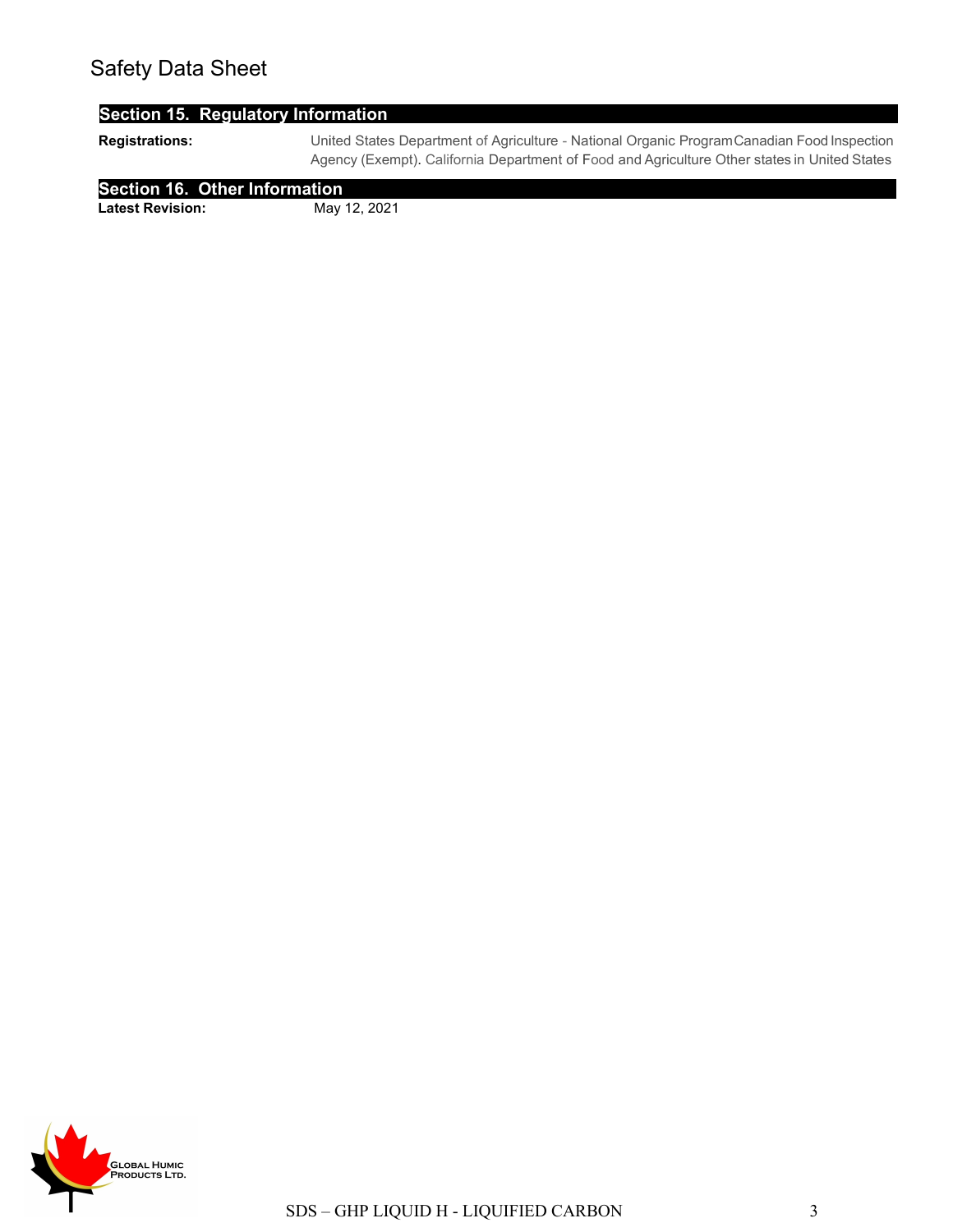## Section 15. Regulatory Information

**Registrations:** United States Department of Agriculture - National Organic Program Canadian Food Inspection Agency (Exempt). California Department of Food and Agriculture Other states in United States

## Section 16. Other Information

**Latest Revision:** May 12, 2021